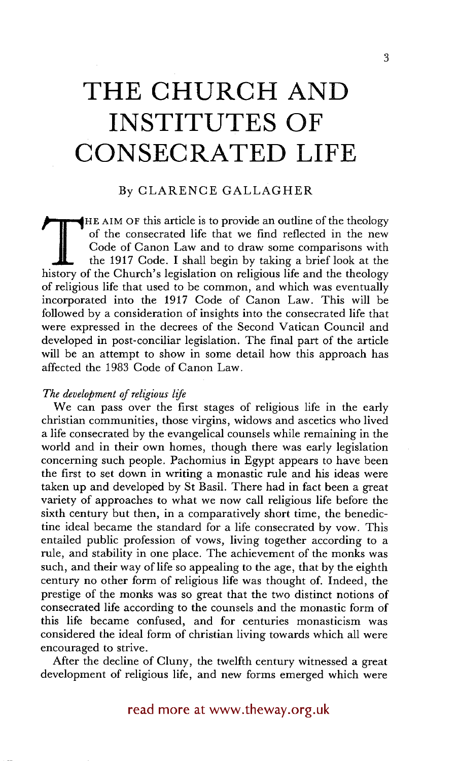# THE CHURCH AND INSTITUTES OF CONSECRATED LIFE

By CLARENCE GALLAGHER

THE AIM OF this article is to provide an outline of the theology of the consecrated life that we find reflected in the new Code of Canon Law and to draw some comparisons with the 1917 Code. I shall begin by taking a brief look at the history of the Church's legislation on religious life and the theology of religious life that used to be common, and which was eventually incorporated into the 1917 Code of Canon Law. This will be followed by a consideration of insights into the consecrated life that were expressed in the decrees of the Second Vatican Council and developed in post-conciliar legislation. The final part of the article will be an attempt to show in some detail how this approach has affected the 1983 Code of Canon Law.

*The development of religious life*

We can pass over the first stages of religious life in the early christian communities, those virgins, widows and ascetics who lived a life consecrated by the evangelical counsels while remaining in the world and in their own homes, though there was early legislation concerning such people. Pachomius in Egypt appears to have been the first to set down in writing a monastic rule and his ideas were taken up and developed by St Basil. There had in fact been a great variety of approaches to what we now call religious life before the sixth century but then, in a comparatively short time, the benedictine ideal became the standard for a life consecrated by vow. This entailed public profession of vows, living together according to a rule, and stability in one place. The achievement of the monks was such, and their way of life so appealing to the age, that by the eighth century no other form of religious life was thought of. Indeed, the prestige of the monks was so great that the two distinct notions of consecrated life according to the counsels and the monastic form of this life became confused, and for centuries monasticism was considered the ideal form of christian living towards which all were encouraged to strive.

After the decline of Cluny, the twelfth century witnessed a great development of religious life, and new forms emerged which were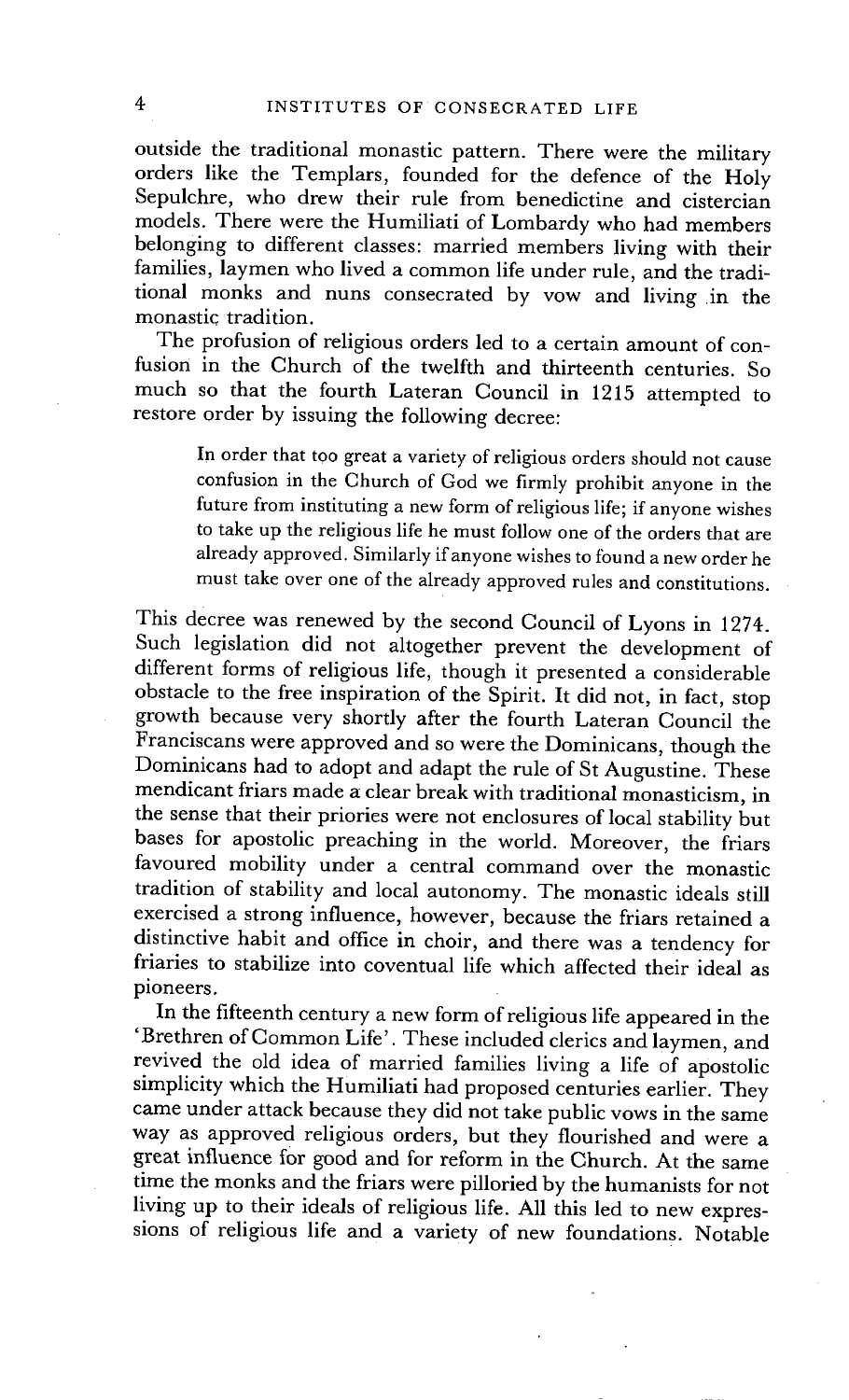outside the traditional monastic pattern. There were the military orders like the Templars, founded for the defence of the Holy Sepulchre, who drew their rule from benedictine and cistercian models. There were the Humiliati of Lombardy who had members belonging to different classes: married members living with their families, laymen who lived a common life under rule, and the traditional monks and nuns consecrated by vow and living in the monastic tradition.

The profusion of religious orders led to a certain amount of confusion in the Church of the twelfth and thirteenth centuries. So much so that the fourth Lateran Council in 1215 attempted to restore order by issuing the following decree:

> In order that too great a variety of religious orders should not cause confusion in the Church of God we firmly prohibit anyone in the future from instituting a new form of religious life; if anyone wishes to take up the religious life he must follow one of the orders that are already approved. Similarly if anyone wishes to found a new order he must take over one of the already approved rules and constitutions.

This decree was renewed by the second Council of Lyons in 1274. Such legislation did not altogether prevent the development of different forms of religious life, though it presented a considerable obstacle to the free inspiration of the Spirit. It did not, in fact, stop growth because very shortly after the fourth Lateran Council the Franciscans were approved and so were the Dominicans, though the Dominicans had to adopt and adapt the rule of St Augustine. These mendicant friars made a clear break with traditional monasticism, in the sense that their priories were not enclosures of local stability but bases for apostolic preaching in the world. Moreover, the friars favoured mobility under a central command over the monastic tradition of stability and local autonomy. The monastic ideals still exercised a strong influence, however, because the friars retained a distinctive habit and office in choir, and there was a tendency for friaries to stabilize into coventual life which affected their ideal as pioneers.

In the fifteenth century a new form of religious life appeared in the 'Brethren of Common Life'. These included clerics and laymen, and revived the old idea of married families living a life of apostolic simplicity which the Humiliati had proposed centuries earlier. They came under attack because they did not take public vows in the same way as approved religious orders, but they flourished and were a great influence for good and for reform in the Church. At the same time the monks and the friars were pilloried by the humanists for not living up to their ideals of religious life. All this led to new expressions of religious life and a variety of new foundations. Notable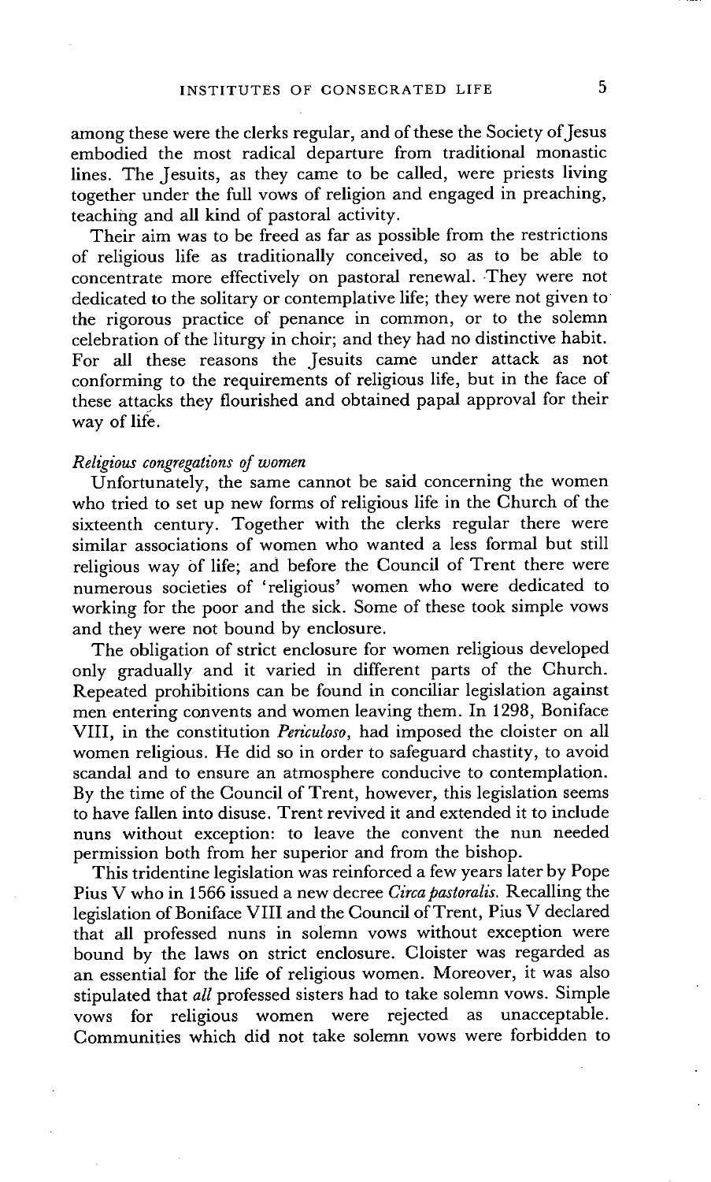among these were the clerks regular, and of these the Society of Jesus embodied the most radical departure from traditional monastic lines. The Jesuits, as they came to be called, were priests living together under the full vows of religion and engaged in preaching, teaching and all kind of pastoral activity.

Their aim was to be freed as far as possible from the restrictions of religious life as traditionally conceived, so as to be able to concentrate more effectively on pastoral renewal. They were not dedicated to the solitary or contemplative life; they were not given to the rigorous practice of penance in common, or to the solemn celebration of the liturgy in choir; and they had no distinctive habit. For all these reasons the Jesuits came under attack as not conforming to the requirements of religious life, but in the face of these attacks they flourished and obtained papal approval for their way of life.

*Religious congregations of women*

Unfortunately, the same cannot be said concerning the women who tried to set up new forms of religious life in the Church of the sixteenth century. Together with the clerks regular there were similar associations of women who wanted a less formal but still religious way of life; and before the Council of Trent there were numerous societies of 'religious' women who were dedicated to working for the poor and the sick. Some of these took simple vows and they were not bound by enclosure.

The obligation of strict enclosure for women religious developed only gradually and it varied in different parts of the Church. Repeated prohibitions can be found in conciliar legislation against men entering convents and women leaving them. In 1298, Boniface VIII, in the constitution *Periculoso*, had imposed the cloister on all women religious. He did so in order to safeguard chastity, to avoid scandal and to ensure an atmosphere conducive to contemplation. By the time of the Council of Trent, however, this legislation seems to have fallen into disuse. Trent revived it and extended it to include nuns without exception: to leave the convent the nun needed permission both from her superior and from the bishop.

This tridentine legislation was reinforced a few years later by Pope Pius V who in 1566 issued a new decree *Circa pastoralis*. Recalling the legislation of Boniface VIII and the Council of Trent, Pius V declared that all professed nuns in solemn vows without exception were bound by the laws on strict enclosure. Cloister was regarded as an essential for the life of religious women. Moreover, it was also stipulated that *all* professed sisters had to take solemn vows. Simple vows for religious women were rejected as unacceptable. Communities which did not take solemn vows were forbidden to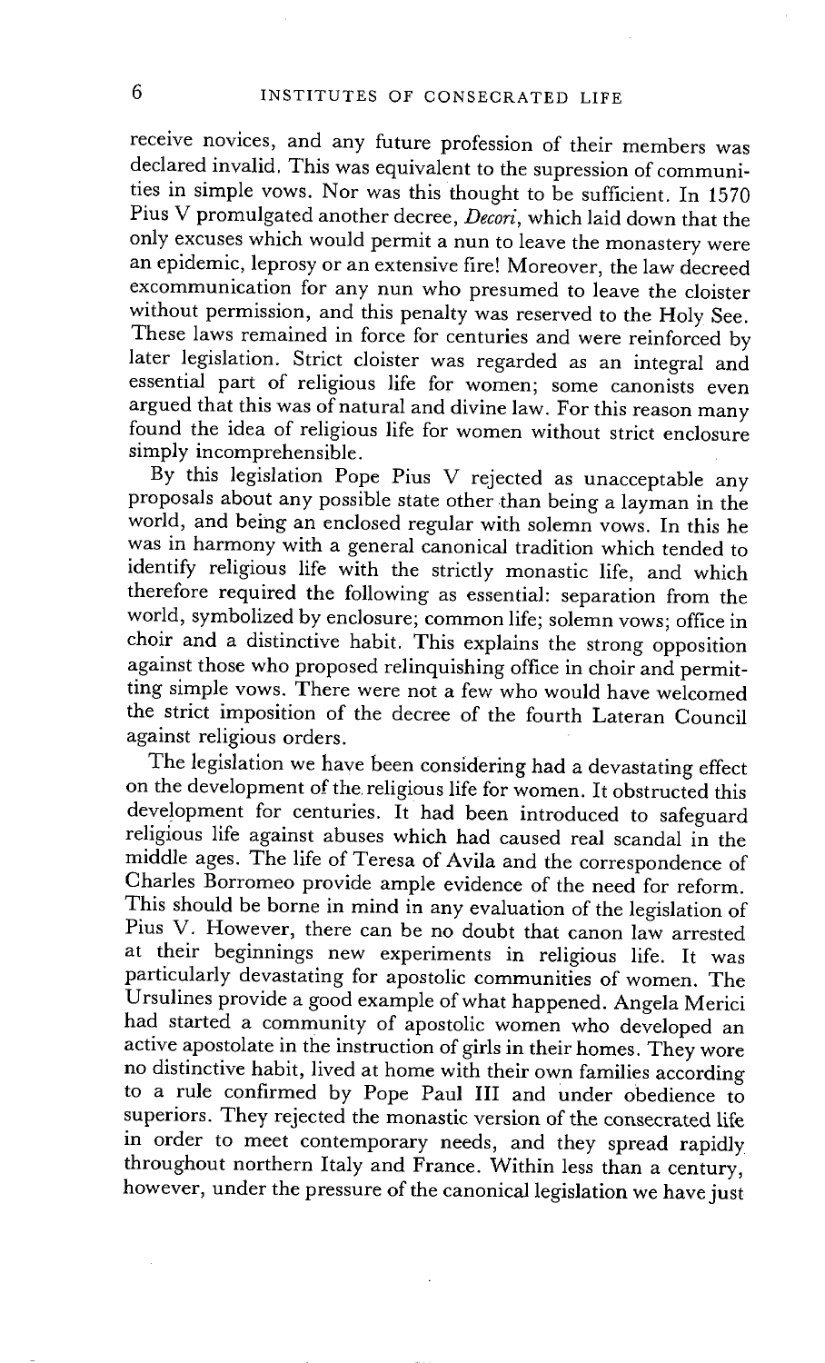receive novices, and any future profession of their members was declared invalid. This was equivalent to the supression of communities in simple vows. Nor was this thought to be sufficient. In 1570 Pius V promulgated another decree, *Decori*, which laid down that the only excuses which would permit a nun to leave the monastery were an epidemic, leprosy or an extensive fire! Moreover, the law decreed excommunication for any nun who presumed to leave the cloister without permission, and this penalty was reserved to the Holy See. These laws remained in force for centuries and were reinforced by later legislation. Strict cloister was regarded as an integral and essential part of religious life for women; some canonists even argued that this was of natural and divine law. For this reason many found the idea of religious life for women without strict enclosure simply incomprehensible.

By this legislation Pope Pius V rejected as unacceptable any proposals about any possible state other than being a layman in the world, and being an enclosed regular with solemn vows. In this he was in harmony with a general canonical tradition which tended to identify religious life with the strictly monastic life, and which therefore required the following as essential: separation from the world, symbolized by enclosure; common life; solemn vows; office in choir and a distinctive habit. This explains the strong opposition against those who proposed relinquishing office in choir and permitting simple vows. There were not a few who would have welcomed the strict imposition of the decree of the fourth Lateran Council against religious orders.

The legislation we have been considering had a devastating effect on the development of the religious life for women. It obstructed this development for centuries. It had been introduced to safeguard religious life against abuses which had caused real scandal in the middle ages. The life of Teresa of Avila and the correspondence of Charles Borromeo provide ample evidence of the need for reform. This should be borne in mind in any evaluation of the legislation of Pius V. However, there can be no doubt that canon law arrested at their beginnings new experiments in religious life. It was particularly devastating for apostolic communities of women. The Ursulines provide a good example of what happened. Angela Merici had started a community of apostolic women who developed an active apostolate in the instruction of girls in their homes. They wore no distinctive habit, lived at home with their own families according to a rule confirmed by Pope Paul III and under obedience to superiors. They rejected the monastic version of the consecrated life in order to meet contemporary needs, and they spread rapidly throughout northern Italy and France. Within less than a century, however, under the pressure of the canonical legislation we have just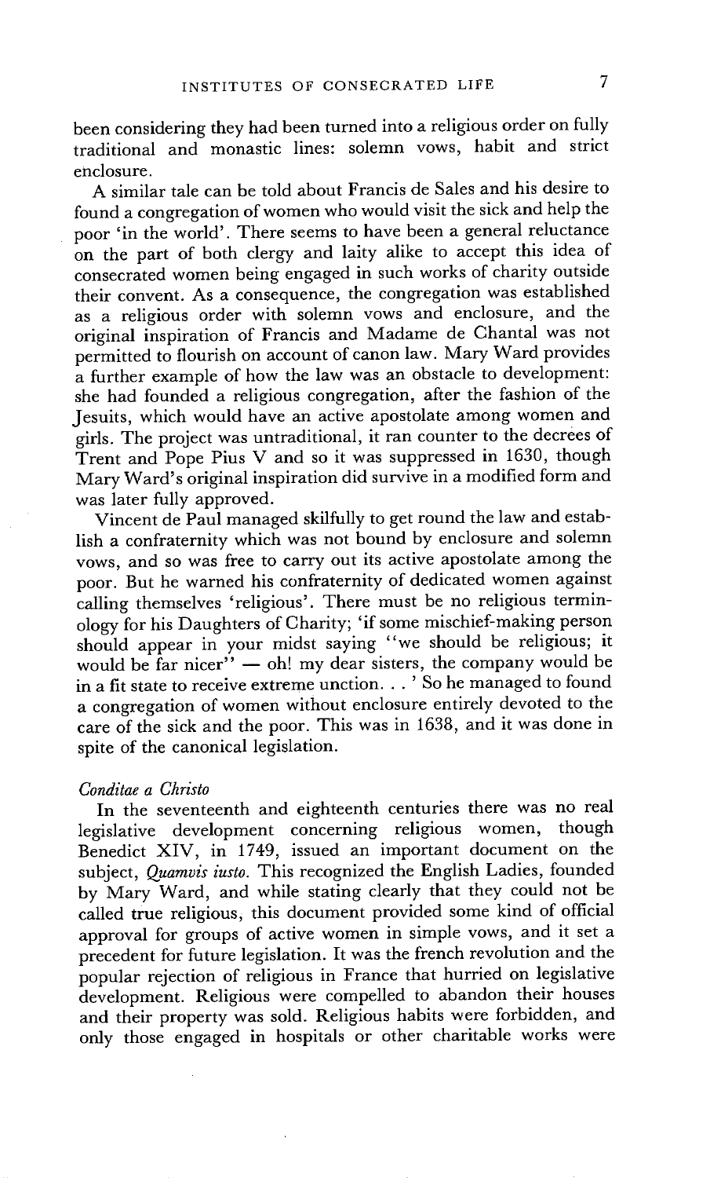been considering they had been turned into a religious order on fully traditional and monastic lines: solemn vows, habit and strict enclosure.

A similar tale can be told about Francis de Sales and his desire to found a congregation of women who would visit the sick and help the poor 'in the world'. There seems to have been a general reluctance on the part of both clergy and laity alike to accept this idea of consecrated women being engaged in such works of charity outside their convent. As a consequence, the congregation was established as a religious order with solemn vows and enclosure, and the original inspiration of Francis and Madame de Chantal was not permitted to flourish on account of canon law. Mary Ward provides a further example of how the law was an obstacle to development: she had founded a religious congregation, after the fashion of the Jesuits, which would have an active apostolate among women and girls. The project was untraditional, it ran counter to the decrees of Trent and Pope Pius V and so it was suppressed in 1630, though Mary Ward's original inspiration did survive in a modified form and was later fully approved.

Vincent de Paul managed skilfully to get round the law and establish a confraternity which was not bound by enclosure and solemn vows, and so was free to carry out its active apostolate among the poor. But he warned his confraternity of dedicated women against calling themselves 'religious'. There must be no religious terminology for his Daughters of Charity; 'if some mischief-making person should appear in your midst saying "we should be religious; it would be far nicer" — oh! my dear sisters, the company would be in a fit state to receive extreme unction. . . ' So he managed to found a congregation of women without enclosure entirely devoted to the care of the sick and the poor. This was in 1638, and it was done in spite of the canonical legislation.

### *Conditae a Christo*

In the seventeenth and eighteenth centuries there was no real legislative development concerning religious women, though Benedict XIV, in 1749, issued an important document on the subject, *Quamvis iusto*. This recognized the English Ladies, founded by Mary Ward, and while stating clearly that they could not be called true religious, this document provided some kind of official approval for groups of active women in simple vows, and it set a precedent for future legislation. It was the french revolution and the popular rejection of religious in France that hurried on legislative development. Religious were compelled to abandon their houses and their property was sold. Religious habits were forbidden, and only those engaged in hospitals or other charitable works were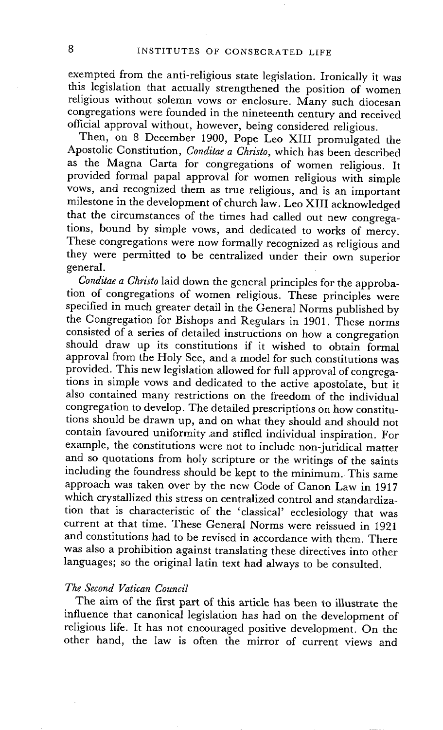exempted from the anti-religious state legislation. Ironically it was this legislation that actually strengthened the position of women religious without solemn vows or enclosure. Many such diocesan congregations were founded in the nineteenth century and received official approval without, however, being considered religious.

Then, on 8 December 1900, Pope Leo XIII promulgated the Apostolic Constitution, *Conditae a Christo*, which has been described as the Magna Carta for congregations of women religious. It provided formal papal approval for women religious with simple vows, and recognized them as true religious, and is an important milestone in the development of church law. Leo XIII acknowledged that the circumstances of the times had called out new congregations, bound by simple vows, and dedicated to works of mercy. These congregations were now formally recognized as religious and they were permitted to be centralized under their own superior general.

*Conditae a Christo* laid down the general principles for the approbation of congregations of women religious. These principles were specified in much greater detail in the General Norms published by the Congregation for Bishops and Regulars in 1901. These norms consisted of a series of detailed instructions on how a congregation should draw up its constitutions if it wished to obtain formal approval from the Holy See, and a model for such constitutions was provided. This new legislation allowed for full approval of congregations in simple vows and dedicated to the active apostolate, but it also contained many restrictions on the freedom of the individual congregation to develop. The detailed prescriptions on how constitutions should be drawn up, and on what they should and should not contain favoured uniformity and stifled individual inspiration. For example, the constitutions were not to include non-juridical matter and so quotations from holy scripture or the writings of the saints including the foundress should be kept to the minimum. This same approach was taken over by the new Code of Canon Law in 1917 which crystallized this stress on centralized control and standardization that is characteristic of the 'classical' ecclesiology that was current at that time. These General Norms were reissued in 1921 and constitutions had to be revised in accordance with them. There was also a prohibition against translating these directives into other languages; so the original latin text had always to be consulted.

### *The Second Vatican Council*

The aim of the first part of this article has been to illustrate the influence that canonical legislation has had on the development of religious life. It has not encouraged positive development. On the other hand, the law is often the mirror of current views and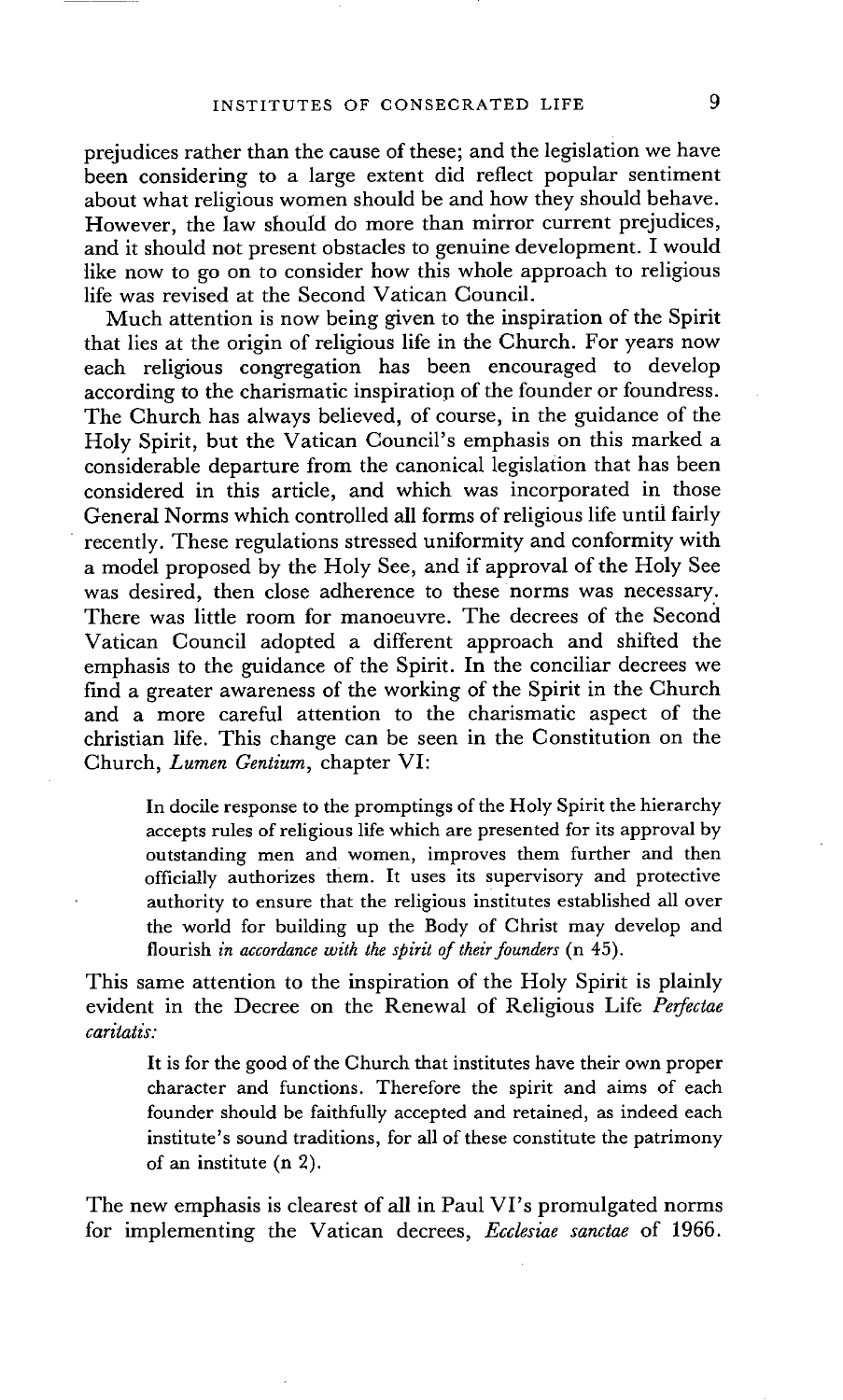prejudices rather than the cause of these; and the legislation we have been considering to a large extent did reflect popular sentiment about what religious women should be and how they should behave. However, the law should do more than mirror current prejudices, and it should not present obstacles to genuine development. I would like now to go on to consider how this whole approach to religious life was revised at the Second Vatican Council.

Much attention is now being given to the inspiration of the Spirit that lies at the origin of religious life in the Church. For years now each religious congregation has been encouraged to develop according to the charismatic inspiration of the founder or foundress. The Church has always believed, of course, in the guidance of the Holy Spirit, but the Vatican Council's emphasis on this marked a considerable departure from the canonical legislation that has been considered in this article, and which was incorporated in those General Norms which controlled all forms of religious life until fairly recently. These regulations stressed uniformity and conformity with a model proposed by the Holy See, and if approval of the Holy See was desired, then close adherence to these norms was necessary. There was little room for manoeuvre. The decrees of the Second Vatican Council adopted a different approach and shifted the emphasis to the guidance of the Spirit. In the conciliar decrees we find a greater awareness of the working of the Spirit in the Church and a more careful attention to the charismatic aspect of the christian life. This change can be seen in the Constitution on the Church, *Lumen Gentium*, chapter VI:

> In docile response to the promptings of the Holy Spirit the hierarchy accepts rules of religious life which are presented for its approval by outstanding men and women, improves them further and then officially authorizes them. It uses its supervisory and protective authority to ensure that the religious institutes established all over the world for building up the Body of Christ may develop and flourish *in accordance with the spirit of their founders* (n 45).

This same attention to the inspiration of the Holy Spirit is plainly evident in the Decree on the Renewal of Religious Life *Perfectae caritatis:*

> It is for the good of the Church that institutes have their own proper character and functions. Therefore the spirit and aims of each founder should be faithfully accepted and retained, as indeed each institute's sound traditions, for all of these constitute the patrimony of an institute (n 2).

The new emphasis is clearest of all in Paul VI's promulgated norms for implementing the Vatican decrees, *Ecclesiae sanctae* of 1966.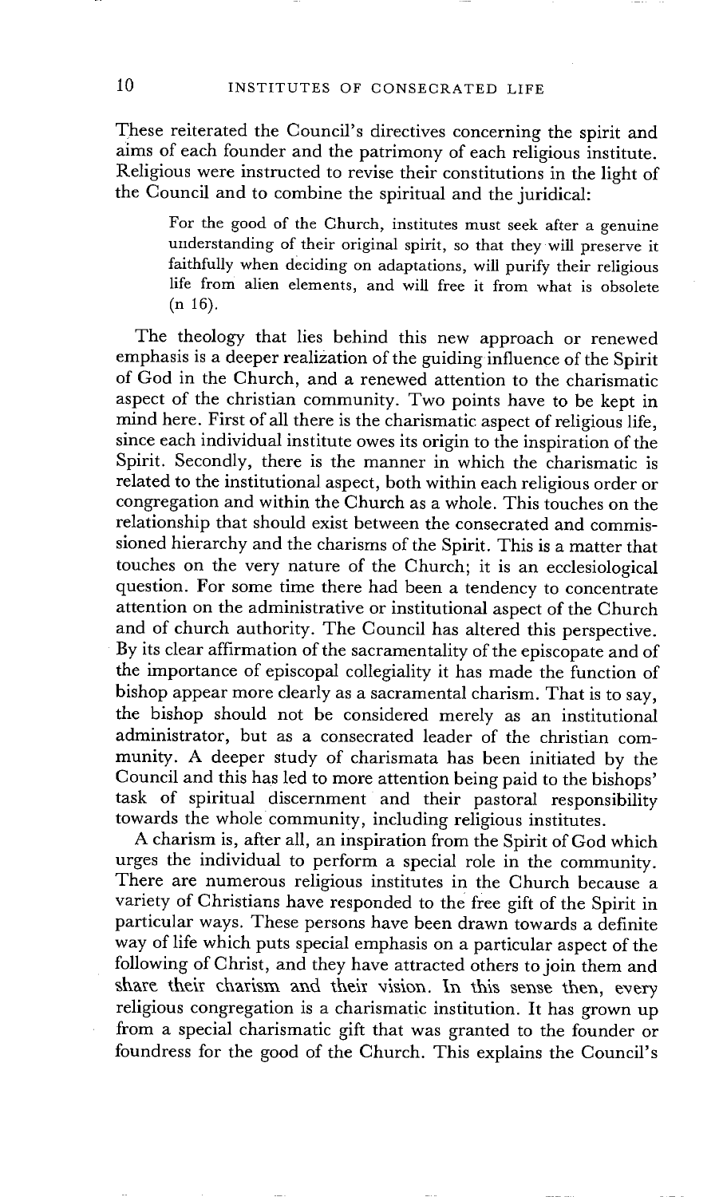These reiterated the Council's directives concerning the spirit and aims of each founder and the patrimony of each religious institute. Religious were instructed to revise their constitutions in the light of the Council and to combine the spiritual and the juridical:

> For the good of the Church, institutes must seek after a genuine understanding of their original spirit, so that they will preserve it faithfully when deciding on adaptations, will purify their religious life from alien elements, and will free it from what is obsolete (n 16).

The theology that lies behind this new approach or renewed emphasis is a deeper realization of the guiding influence of the Spirit of God in the Church, and a renewed attention to the charismatic aspect of the christian community. Two points have to be kept in mind here. First of all there is the charismatic aspect of religious life, since each individual institute owes its origin to the inspiration of the Spirit. Secondly, there is the manner in which the charismatic is related to the institutional aspect, both within each religious order or congregation and within the Church as a whole. This touches on the relationship that should exist between the consecrated and commissioned hierarchy and the charisms of the Spirit. This is a matter that touches on the very nature of the Church; it is an ecclesiological question. For some time there had been a tendency to concentrate attention on the administrative or institutional aspect of the Church and of church authority. The Council has altered this perspective. By its clear affirmation of the sacramentality of the episcopate and of the importance of episcopal collegiality it has made the function of bishop appear more clearly as a sacramental charism. That is to say, the bishop should not be considered merely as an institutional administrator, but as a consecrated leader of the christian community. A deeper study of charismata has been initiated by the Council and this has led to more attention being paid to the bishops' task of spiritual discernment and their pastoral responsibility towards the whole community, including religious institutes.

A charism is, after all, an inspiration from the Spirit of God which urges the individual to perform a special role in the community. There are numerous religious institutes in the Church because a variety of Christians have responded to the free gift of the Spirit in particular ways. These persons have been drawn towards a definite way of life which puts special emphasis on a particular aspect of the following of Christ, and they have attracted others to join them and share their charism and their vision. In this sense then, every religious congregation is a charismatic institution. It has grown up from a special charismatic gift that was granted to the founder or foundress for the good of the Church. This explains the Council's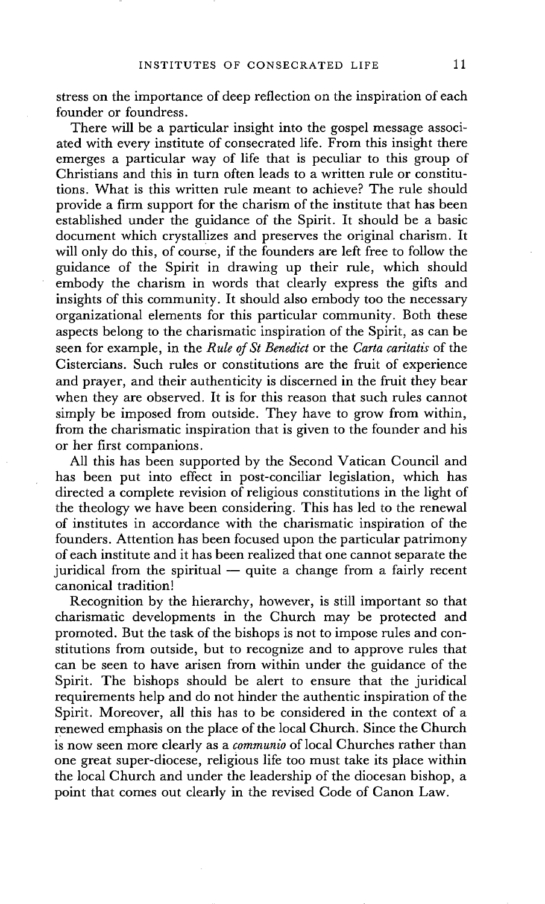stress on the importance of deep reflection on the inspiration of each founder or foundress.

There will be a particular insight into the gospel message associated with every institute of consecrated life. From this insight there emerges a particular way of life that is peculiar to this group of Christians and this in turn often leads to a written rule or constitutions. What is this written rule meant to achieve? The rule should provide a firm support for the charism of the institute that has been established under the guidance of the Spirit. It should be a basic document which crystallizes and preserves the original charism. It will only do this, of course, if the founders are left free to follow the guidance of the Spirit in drawing up their rule, which should embody the charism in words that clearly express the gifts and insights of this community. It should also embody too the necessary organizational elements for this particular community. Both these aspects belong to the charismatic inspiration of the Spirit, as can be seen for example, in the *Rule of St Benedict* or the *Carta caritatis* of the Cistercians. Such rules or constitutions are the fruit of experience and prayer, and their authenticity is discerned in the fruit they bear when they are observed. It is for this reason that such rules cannot simply be imposed from outside. They have to grow from within, from the charismatic inspiration that is given to the founder and his or her first companions.

All this has been supported by the Second Vatican Council and has been put into effect in post-conciliar legislation, which has directed a complete revision of religious constitutions in the light of the theology we have been considering. This has led to the renewal of institutes in accordance with the charismatic inspiration of the founders. Attention has been focused upon the particular patrimony of each institute and it has been realized that one cannot separate the juridical from the spiritual — quite a change from a fairly recent canonical tradition!

Recognition by the hierarchy, however, is still important so that charismatic developments in the Church may be protected and promoted. But the task of the bishops is not to impose rules and constitutions from outside, but to recognize and to approve rules that can be seen to have arisen from within under the guidance of the Spirit. The bishops should be alert to ensure that the juridical requirements help and do not hinder the authentic inspiration of the Spirit. Moreover, all this has to be considered in the context of a renewed emphasis on the place of the local Church. Since the Church is now seen more clearly as a *communio* of local Churches rather than one great super-diocese, religious life too must take its place within the local Church and under the leadership of the diocesan bishop, a point that comes out clearly in the revised Code of Canon Law.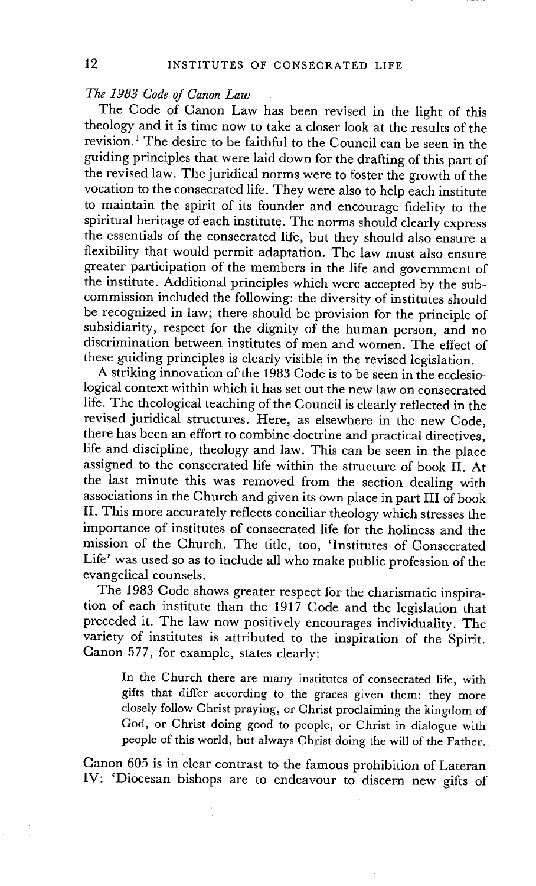*The 1983 Code of Canon Law*

The Code of Canon Law has been revised in the light of this theology and it is time now to take a closer look at the results of the revision.[1] The desire to be faithful to the Council can be seen in the guiding principles that were laid down for the drafting of this part of the revised law. The juridical norms were to foster the growth of the vocation to the consecrated life. They were also to help each institute to maintain the spirit of its founder and encourage fidelity to the spiritual heritage of each institute. The norms should clearly express the essentials of the consecrated life, but they should also ensure a flexibility that would permit adaptation. The law must also ensure greater participation of the members in the life and government of the institute. Additional principles which were accepted by the subcommission included the following: the diversity of institutes should be recognized in law; there should be provision for the principle of subsidiarity, respect for the dignity of the human person, and no discrimination between institutes of men and women. The effect of these guiding principles is clearly visible in the revised legislation.

A striking innovation of the 1983 Code is to be seen in the ecclesiological context within which it has set out the new law on consecrated life. The theological teaching of the Council is clearly reflected in the revised juridical structures. Here, as elsewhere in the new Code, there has been an effort to combine doctrine and practical directives, life and discipline, theology and law. This can be seen in the place assigned to the consecrated life within the structure of book II. At the last minute this was removed from the section dealing with associations in the Church and given its own place in part III of book II. This more accurately reflects conciliar theology which stresses the importance of institutes of consecrated life for the holiness and the mission of the Church. The title, too, 'Institutes of Consecrated Life' was used so as to include all who make public profession of the evangelical counsels.

The 1983 Code shows greater respect for the charismatic inspiration of each institute than the 1917 Code and the legislation that preceded it. The law now positively encourages individuality. The variety of institutes is attributed to the inspiration of the Spirit. Canon 577, for example, states clearly:

> In the Church there are many institutes of consecrated life, with gifts that differ according to the graces given them: they more closely follow Christ praying, or Christ proclaiming the kingdom of God, or Christ doing good to people, or Christ in dialogue with people of this world, but always Christ doing the will of the Father.

Canon 605 is in clear contrast to the famous prohibition of Lateran IV: 'Diocesan bishops are to endeavour to discern new gifts of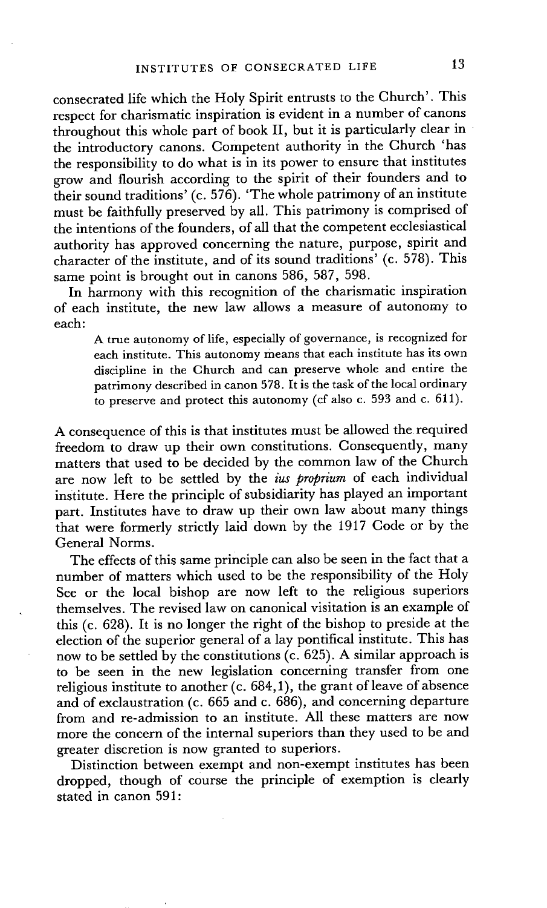consecrated life which the Holy Spirit entrusts to the Church'. This respect for charismatic inspiration is evident in a number of canons throughout this whole part of book II, but it is particularly clear in the introductory canons. Competent authority in the Church 'has the responsibility to do what is in its power to ensure that institutes grow and flourish according to the spirit of their founders and to their sound traditions' (c. 576). 'The whole patrimony of an institute must be faithfully preserved by all. This patrimony is comprised of the intentions of the founders, of all that the competent ecclesiastical authority has approved concerning the nature, purpose, spirit and character of the institute, and of its sound traditions' (c. 578). This same point is brought out in canons 586, 587, 598.

In harmony with this recognition of the charismatic inspiration of each institute, the new law allows a measure of autonomy to each:

> A true autonomy of life, especially of governance, is recognized for each institute. This autonomy means that each institute has its own discipline in the Church and can preserve whole and entire the patrimony described in canon 578. It is the task of the local ordinary to preserve and protect this autonomy (cf also c. 593 and c. 611).

A consequence of this is that institutes must be allowed the required freedom to draw up their own constitutions. Consequently, many matters that used to be decided by the common law of the Church are now left to be settled by the *ius proprium* of each individual institute. Here the principle of subsidiarity has played an important part. Institutes have to draw up their own law about many things that were formerly strictly laid down by the 1917 Code or by the General Norms.

The effects of this same principle can also be seen in the fact that a number of matters which used to be the responsibility of the Holy See or the local bishop are now left to the religious superiors themselves. The revised law on canonical visitation is an example of this (c. 628). It is no longer the right of the bishop to preside at the election of the superior general of a lay pontifical institute. This has now to be settled by the constitutions (c. 625). A similar approach is to be seen in the new legislation concerning transfer from one religious institute to another (c. 684,1), the grant of leave of absence and of exclaustration (c. 665 and c. 686), and concerning departure from and re-admission to an institute. All these matters are now more the concern of the internal superiors than they used to be and greater discretion is now granted to superiors.

Distinction between exempt and non-exempt institutes has been dropped, though of course the principle of exemption is clearly stated in canon 591: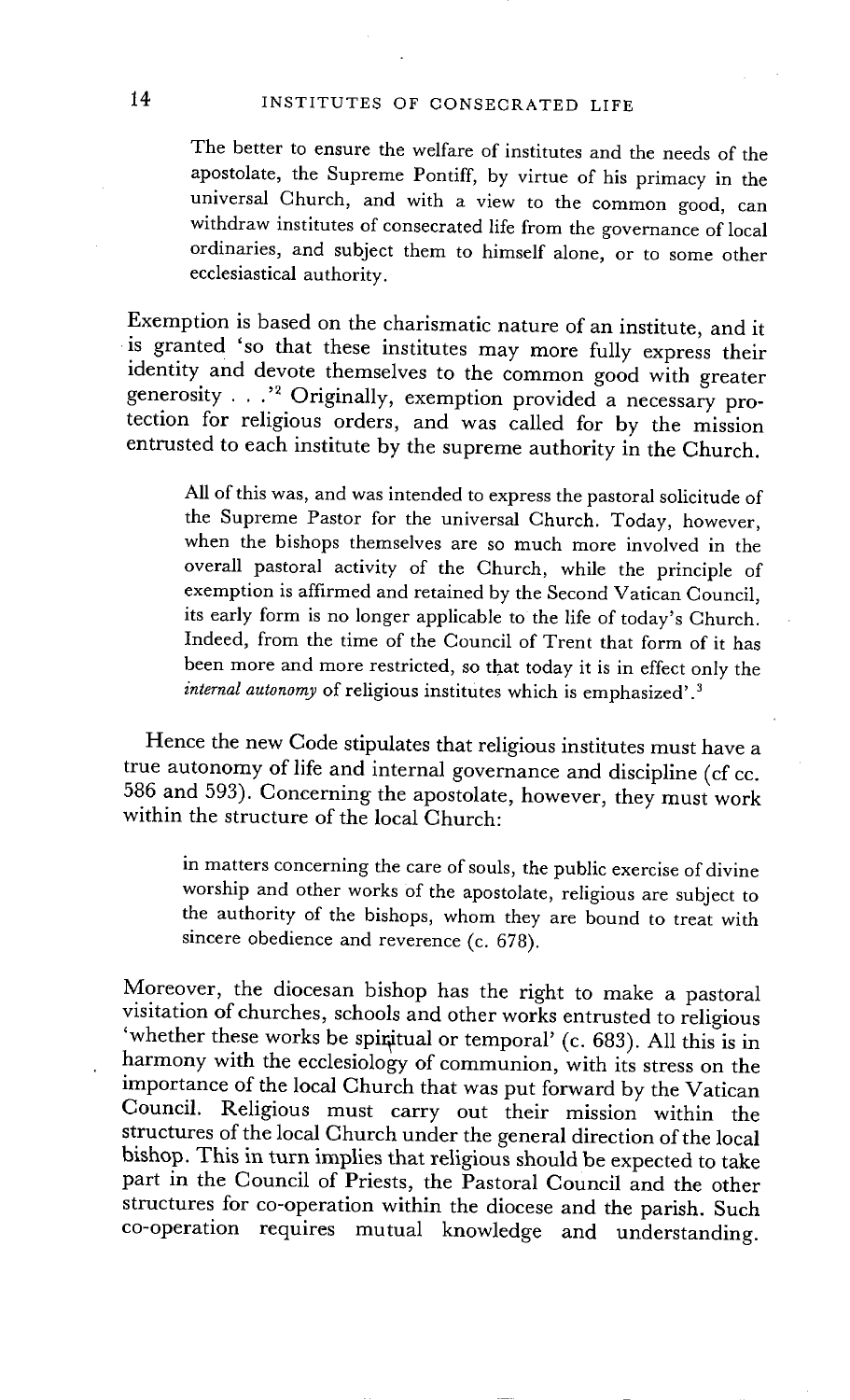> The better to ensure the welfare of institutes and the needs of the apostolate, the Supreme Pontiff, by virtue of his primacy in the universal Church, and with a view to the common good, can withdraw institutes of consecrated life from the governance of local ordinaries, and subject them to himself alone, or to some other ecclesiastical authority.

Exemption is based on the charismatic nature of an institute, and it is granted 'so that these institutes may more fully express their identity and devote themselves to the common good with greater generosity . . .'[2] Originally, exemption provided a necessary protection for religious orders, and was called for by the mission entrusted to each institute by the supreme authority in the Church.

> All of this was, and was intended to express the pastoral solicitude of the Supreme Pastor for the universal Church. Today, however, when the bishops themselves are so much more involved in the overall pastoral activity of the Church, while the principle of exemption is affirmed and retained by the Second Vatican Council, its early form is no longer applicable to the life of today's Church. Indeed, from the time of the Council of Trent that form of it has been more and more restricted, so that today it is in effect only the *internal autonomy* of religious institutes which is emphasized'.[3]

Hence the new Code stipulates that religious institutes must have a true autonomy of life and internal governance and discipline (cf cc. 586 and 593). Concerning the apostolate, however, they must work within the structure of the local Church:

> in matters concerning the care of souls, the public exercise of divine worship and other works of the apostolate, religious are subject to the authority of the bishops, whom they are bound to treat with sincere obedience and reverence (c. 678).

Moreover, the diocesan bishop has the right to make a pastoral visitation of churches, schools and other works entrusted to religious 'whether these works be spiritual or temporal' (c. 683). All this is in harmony with the ecclesiology of communion, with its stress on the importance of the local Church that was put forward by the Vatican Council. Religious must carry out their mission within the structures of the local Church under the general direction of the local bishop. This in turn implies that religious should be expected to take part in the Council of Priests, the Pastoral Council and the other structures for co-operation within the diocese and the parish. Such co-operation requires mutual knowledge and understanding.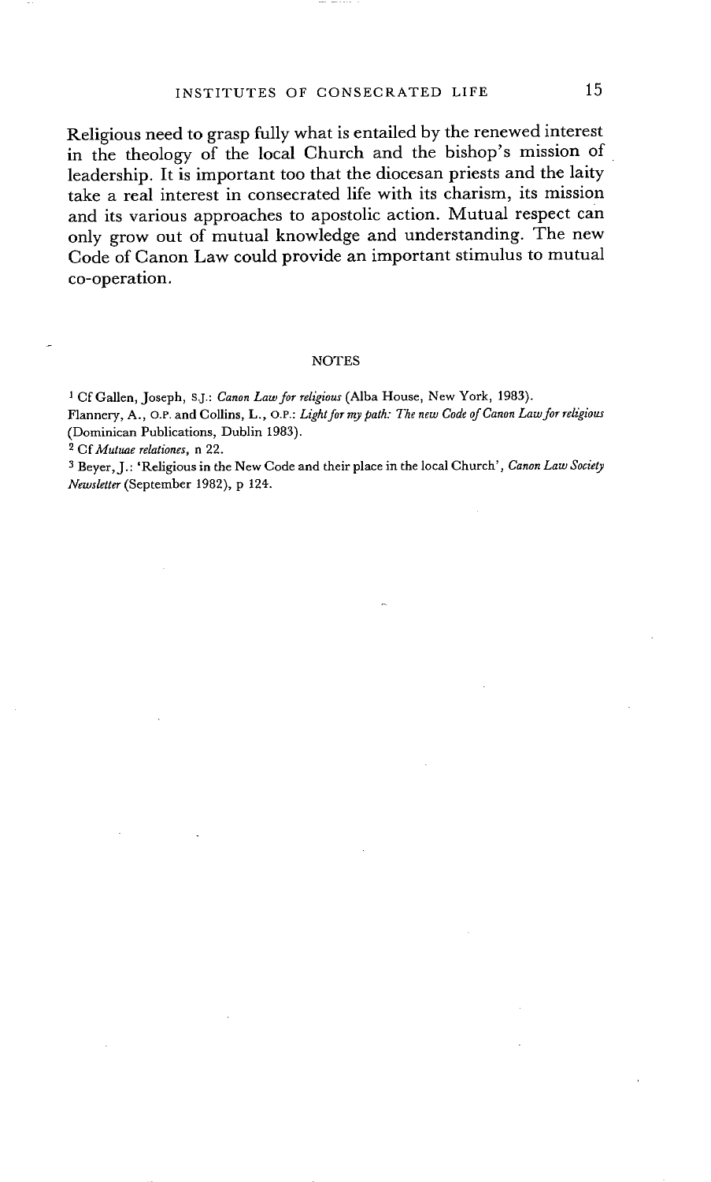Religious need to grasp fully what is entailed by the renewed interest in the theology of the local Church and the bishop's mission of leadership. It is important too that the diocesan priests and the laity take a real interest in consecrated life with its charism, its mission and its various approaches to apostolic action. Mutual respect can only grow out of mutual knowledge and understanding. The new Code of Canon Law could provide an important stimulus to mutual co-operation.

## NOTES

[1] Cf Gallen, Joseph, S.J.: *Canon Law for religious* (Alba House, New York, 1983).
Flannery, A., O.P. and Collins, L., O.P.: *Light for my path: The new Code of Canon Law for religious* (Dominican Publications, Dublin 1983).

[2] Cf *Mutuae relationes*, n 22.

[3] Beyer, J.: 'Religious in the New Code and their place in the local Church', *Canon Law Society Newsletter* (September 1982), p 124.